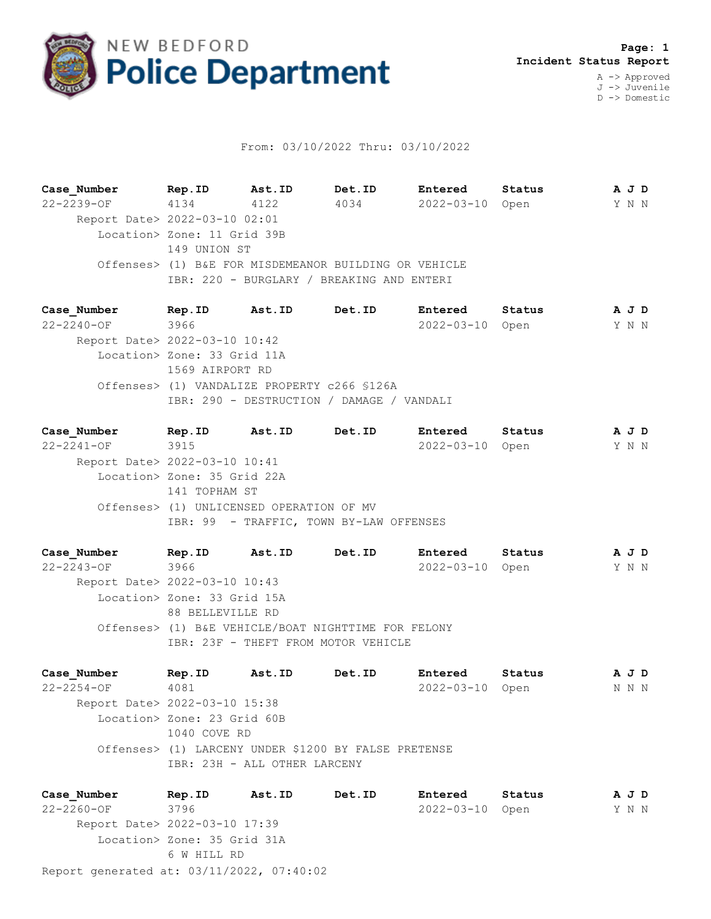# NEW BEDFORD Police Department

**Page: 1**
**Incident Status Report**

A -> Approved
J -> Juvenile
D -> Domestic

From: 03/10/2022 Thru: 03/10/2022

| Case_Number | Rep.ID | Ast.ID | Det.ID | Entered | Status | A J D |
|---|---|---|---|---|---|---|
| 22-2239-OF | 4134 | 4122 | 4034 | 2022-03-10 | Open | Y N N |

Report Date> 2022-03-10 02:01
Location> Zone: 11 Grid 39B
149 UNION ST
Offenses> (1) B&E FOR MISDEMEANOR BUILDING OR VEHICLE
IBR: 220 - BURGLARY / BREAKING AND ENTERI

| Case_Number | Rep.ID | Ast.ID | Det.ID | Entered | Status | A J D |
|---|---|---|---|---|---|---|
| 22-2240-OF | 3966 | | | 2022-03-10 | Open | Y N N |

Report Date> 2022-03-10 10:42
Location> Zone: 33 Grid 11A
1569 AIRPORT RD
Offenses> (1) VANDALIZE PROPERTY c266 §126A
IBR: 290 - DESTRUCTION / DAMAGE / VANDALI

| Case_Number | Rep.ID | Ast.ID | Det.ID | Entered | Status | A J D |
|---|---|---|---|---|---|---|
| 22-2241-OF | 3915 | | | 2022-03-10 | Open | Y N N |

Report Date> 2022-03-10 10:41
Location> Zone: 35 Grid 22A
141 TOPHAM ST
Offenses> (1) UNLICENSED OPERATION OF MV
IBR: 99 - TRAFFIC, TOWN BY-LAW OFFENSES

| Case_Number | Rep.ID | Ast.ID | Det.ID | Entered | Status | A J D |
|---|---|---|---|---|---|---|
| 22-2243-OF | 3966 | | | 2022-03-10 | Open | Y N N |

Report Date> 2022-03-10 10:43
Location> Zone: 33 Grid 15A
88 BELLEVILLE RD
Offenses> (1) B&E VEHICLE/BOAT NIGHTTIME FOR FELONY
IBR: 23F - THEFT FROM MOTOR VEHICLE

| Case_Number | Rep.ID | Ast.ID | Det.ID | Entered | Status | A J D |
|---|---|---|---|---|---|---|
| 22-2254-OF | 4081 | | | 2022-03-10 | Open | N N N |

Report Date> 2022-03-10 15:38
Location> Zone: 23 Grid 60B
1040 COVE RD
Offenses> (1) LARCENY UNDER $1200 BY FALSE PRETENSE
IBR: 23H - ALL OTHER LARCENY

| Case_Number | Rep.ID | Ast.ID | Det.ID | Entered | Status | A J D |
|---|---|---|---|---|---|---|
| 22-2260-OF | 3796 | | | 2022-03-10 | Open | Y N N |

Report Date> 2022-03-10 17:39
Location> Zone: 35 Grid 31A
6 W HILL RD

Report generated at: 03/11/2022, 07:40:02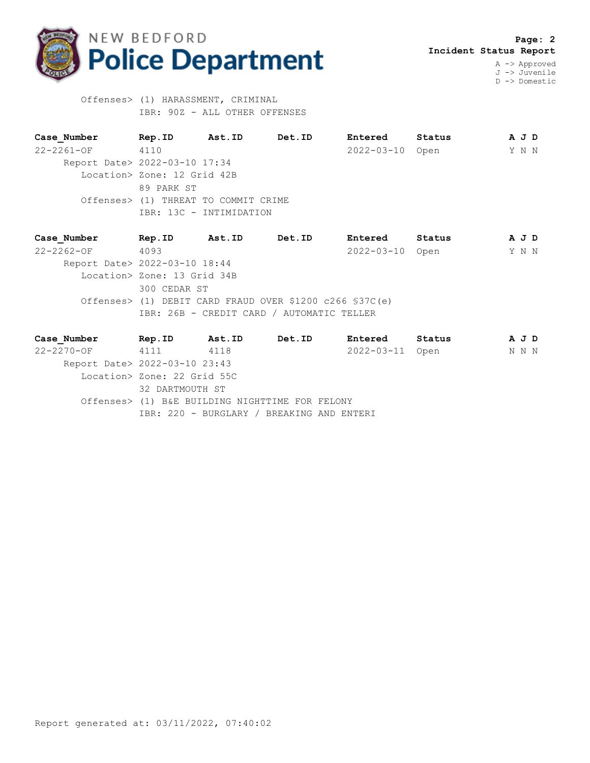# NEW BEDFORD Police Department

**Incident Status Report**

A -> Approved
J -> Juvenile
D -> Domestic

Offenses> (1) HARASSMENT, CRIMINAL
IBR: 90Z - ALL OTHER OFFENSES

| Case_Number | Rep.ID | Ast.ID | Det.ID | Entered | Status | A J D |
|---|---|---|---|---|---|---|
| 22-2261-OF | 4110 | | | 2022-03-10 | Open | Y N N |

Report Date> 2022-03-10 17:34
Location> Zone: 12 Grid 42B
89 PARK ST
Offenses> (1) THREAT TO COMMIT CRIME
IBR: 13C - INTIMIDATION

| Case_Number | Rep.ID | Ast.ID | Det.ID | Entered | Status | A J D |
|---|---|---|---|---|---|---|
| 22-2262-OF | 4093 | | | 2022-03-10 | Open | Y N N |

Report Date> 2022-03-10 18:44
Location> Zone: 13 Grid 34B
300 CEDAR ST
Offenses> (1) DEBIT CARD FRAUD OVER $1200 c266 §37C(e)
IBR: 26B - CREDIT CARD / AUTOMATIC TELLER

| Case_Number | Rep.ID | Ast.ID | Det.ID | Entered | Status | A J D |
|---|---|---|---|---|---|---|
| 22-2270-OF | 4111 | 4118 | | 2022-03-11 | Open | N N N |

Report Date> 2022-03-10 23:43
Location> Zone: 22 Grid 55C
32 DARTMOUTH ST
Offenses> (1) B&E BUILDING NIGHTTIME FOR FELONY
IBR: 220 - BURGLARY / BREAKING AND ENTERI

Report generated at: 03/11/2022, 07:40:02